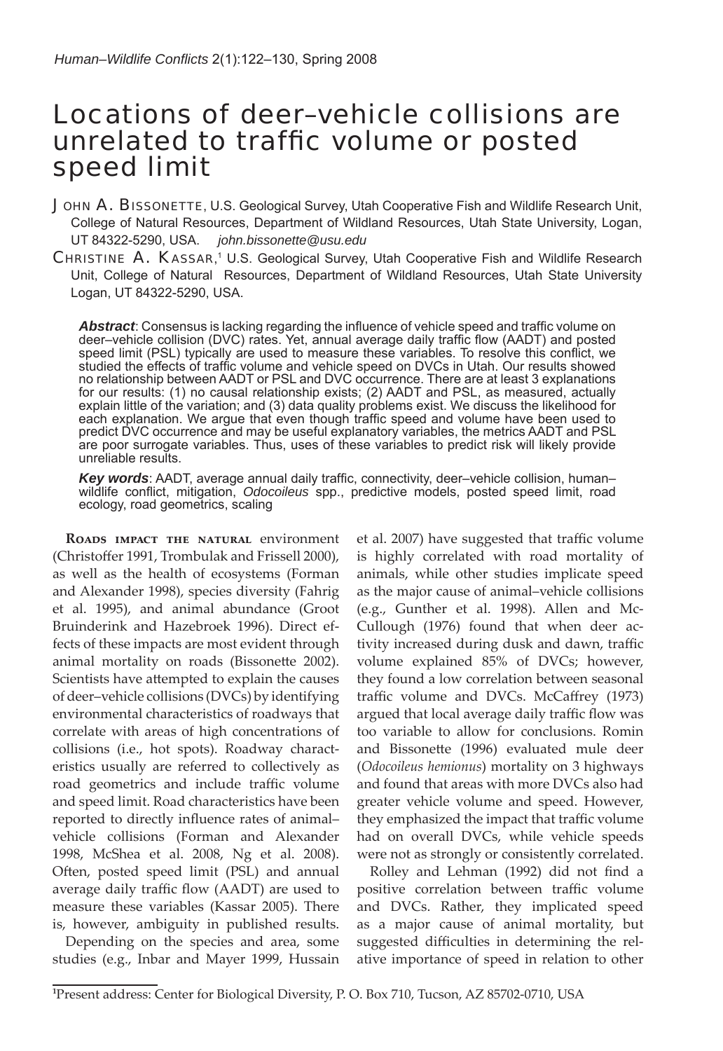# Locations of deer–vehicle collisions are unrelated to traffic volume or posted speed limit

**John A. Bissonette**, U.S. Geological Survey, Utah Cooperative Fish and Wildlife Research Unit, College of Natural Resources, Department of Wildland Resources, Utah State University, Logan, UT 84322-5290, USA. *john.bissonette@usu.edu*

**Christine A. Kassar**,[1] U.S. Geological Survey, Utah Cooperative Fish and Wildlife Research Unit, College of Natural Resources, Department of Wildland Resources, Utah State University Logan, UT 84322-5290, USA.

***Abstract***: Consensus is lacking regarding the influence of vehicle speed and traffic volume on deer–vehicle collision (DVC) rates. Yet, annual average daily traffic flow (AADT) and posted speed limit (PSL) typically are used to measure these variables. To resolve this conflict, we studied the effects of traffic volume and vehicle speed on DVCs in Utah. Our results showed no relationship between AADT or PSL and DVC occurrence. There are at least 3 explanations for our results: (1) no causal relationship exists; (2) AADT and PSL, as measured, actually explain little of the variation; and (3) data quality problems exist. We discuss the likelihood for each explanation. We argue that even though traffic speed and volume have been used to predict DVC occurrence and may be useful explanatory variables, the metrics AADT and PSL are poor surrogate variables. Thus, uses of these variables to predict risk will likely provide unreliable results.

***Key words***: AADT, average annual daily traffic, connectivity, deer–vehicle collision, human–wildlife conflict, mitigation, *Odocoileus* spp., predictive models, posted speed limit, road ecology, road geometrics, scaling

**Roads impact the natural** environment (Christoffer 1991, Trombulak and Frissell 2000), as well as the health of ecosystems (Forman and Alexander 1998), species diversity (Fahrig et al. 1995), and animal abundance (Groot Bruinderink and Hazebroek 1996). Direct effects of these impacts are most evident through animal mortality on roads (Bissonette 2002). Scientists have attempted to explain the causes of deer–vehicle collisions (DVCs) by identifying environmental characteristics of roadways that correlate with areas of high concentrations of collisions (i.e., hot spots). Roadway characteristics usually are referred to collectively as road geometrics and include traffic volume and speed limit. Road characteristics have been reported to directly influence rates of animal–vehicle collisions (Forman and Alexander 1998, McShea et al. 2008, Ng et al. 2008). Often, posted speed limit (PSL) and annual average daily traffic flow (AADT) are used to measure these variables (Kassar 2005). There is, however, ambiguity in published results.

Depending on the species and area, some studies (e.g., Inbar and Mayer 1999, Hussain et al. 2007) have suggested that traffic volume is highly correlated with road mortality of animals, while other studies implicate speed as the major cause of animal–vehicle collisions (e.g., Gunther et al. 1998). Allen and McCullough (1976) found that when deer activity increased during dusk and dawn, traffic volume explained 85% of DVCs; however, they found a low correlation between seasonal traffic volume and DVCs. McCaffrey (1973) argued that local average daily traffic flow was too variable to allow for conclusions. Romin and Bissonette (1996) evaluated mule deer (*Odocoileus hemionus*) mortality on 3 highways and found that areas with more DVCs also had greater vehicle volume and speed. However, they emphasized the impact that traffic volume had on overall DVCs, while vehicle speeds were not as strongly or consistently correlated.

Rolley and Lehman (1992) did not find a positive correlation between traffic volume and DVCs. Rather, they implicated speed as a major cause of animal mortality, but suggested difficulties in determining the relative importance of speed in relation to other

[1]Present address: Center for Biological Diversity, P. O. Box 710, Tucson, AZ 85702-0710, USA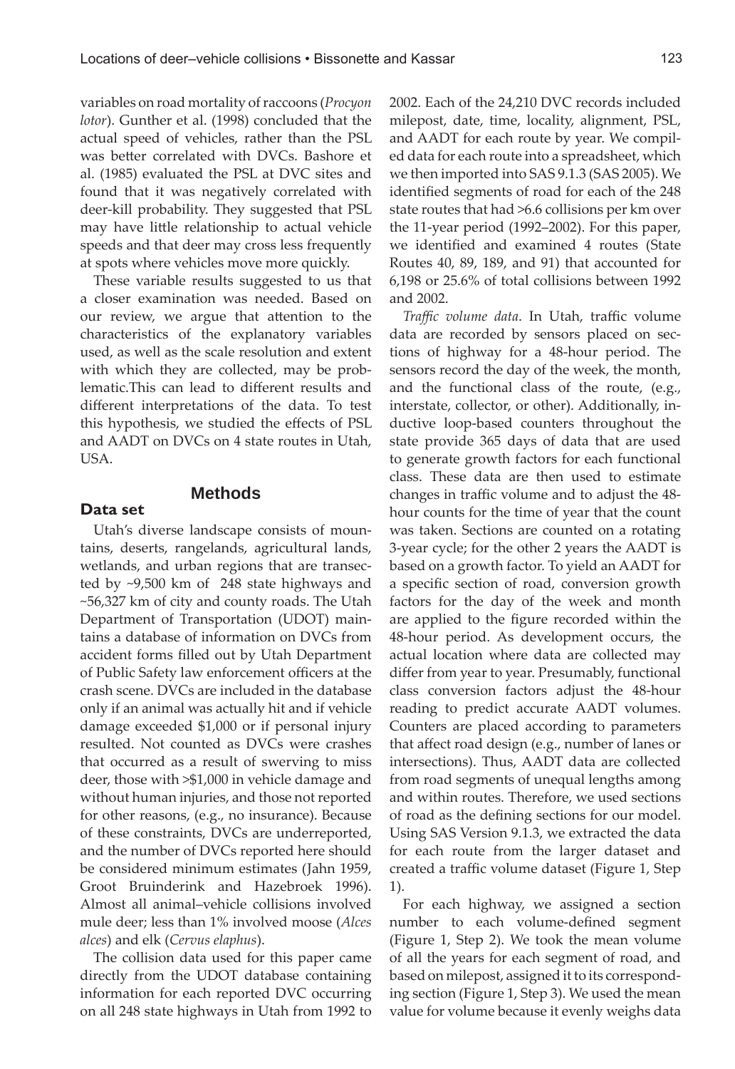variables on road mortality of raccoons (*Procyon lotor*). Gunther et al. (1998) concluded that the actual speed of vehicles, rather than the PSL was better correlated with DVCs. Bashore et al. (1985) evaluated the PSL at DVC sites and found that it was negatively correlated with deer-kill probability. They suggested that PSL may have little relationship to actual vehicle speeds and that deer may cross less frequently at spots where vehicles move more quickly.

These variable results suggested to us that a closer examination was needed. Based on our review, we argue that attention to the characteristics of the explanatory variables used, as well as the scale resolution and extent with which they are collected, may be problematic.This can lead to different results and different interpretations of the data. To test this hypothesis, we studied the effects of PSL and AADT on DVCs on 4 state routes in Utah, USA.

## Methods

### Data set

Utah's diverse landscape consists of mountains, deserts, rangelands, agricultural lands, wetlands, and urban regions that are transected by ~9,500 km of 248 state highways and ~56,327 km of city and county roads. The Utah Department of Transportation (UDOT) maintains a database of information on DVCs from accident forms filled out by Utah Department of Public Safety law enforcement officers at the crash scene. DVCs are included in the database only if an animal was actually hit and if vehicle damage exceeded $1,000 or if personal injury resulted. Not counted as DVCs were crashes that occurred as a result of swerving to miss deer, those with >$1,000 in vehicle damage and without human injuries, and those not reported for other reasons, (e.g., no insurance). Because of these constraints, DVCs are underreported, and the number of DVCs reported here should be considered minimum estimates (Jahn 1959, Groot Bruinderink and Hazebroek 1996). Almost all animal–vehicle collisions involved mule deer; less than 1% involved moose (*Alces alces*) and elk (*Cervus elaphus*).

The collision data used for this paper came directly from the UDOT database containing information for each reported DVC occurring on all 248 state highways in Utah from 1992 to 2002. Each of the 24,210 DVC records included milepost, date, time, locality, alignment, PSL, and AADT for each route by year. We compiled data for each route into a spreadsheet, which we then imported into SAS 9.1.3 (SAS 2005). We identified segments of road for each of the 248 state routes that had >6.6 collisions per km over the 11-year period (1992–2002). For this paper, we identified and examined 4 routes (State Routes 40, 89, 189, and 91) that accounted for 6,198 or 25.6% of total collisions between 1992 and 2002.

*Traffic volume data*. In Utah, traffic volume data are recorded by sensors placed on sections of highway for a 48-hour period. The sensors record the day of the week, the month, and the functional class of the route, (e.g., interstate, collector, or other). Additionally, inductive loop-based counters throughout the state provide 365 days of data that are used to generate growth factors for each functional class. These data are then used to estimate changes in traffic volume and to adjust the 48-hour counts for the time of year that the count was taken. Sections are counted on a rotating 3-year cycle; for the other 2 years the AADT is based on a growth factor. To yield an AADT for a specific section of road, conversion growth factors for the day of the week and month are applied to the figure recorded within the 48-hour period. As development occurs, the actual location where data are collected may differ from year to year. Presumably, functional class conversion factors adjust the 48-hour reading to predict accurate AADT volumes. Counters are placed according to parameters that affect road design (e.g., number of lanes or intersections). Thus, AADT data are collected from road segments of unequal lengths among and within routes. Therefore, we used sections of road as the defining sections for our model. Using SAS Version 9.1.3, we extracted the data for each route from the larger dataset and created a traffic volume dataset (Figure 1, Step 1).

For each highway, we assigned a section number to each volume-defined segment (Figure 1, Step 2). We took the mean volume of all the years for each segment of road, and based on milepost, assigned it to its corresponding section (Figure 1, Step 3). We used the mean value for volume because it evenly weighs data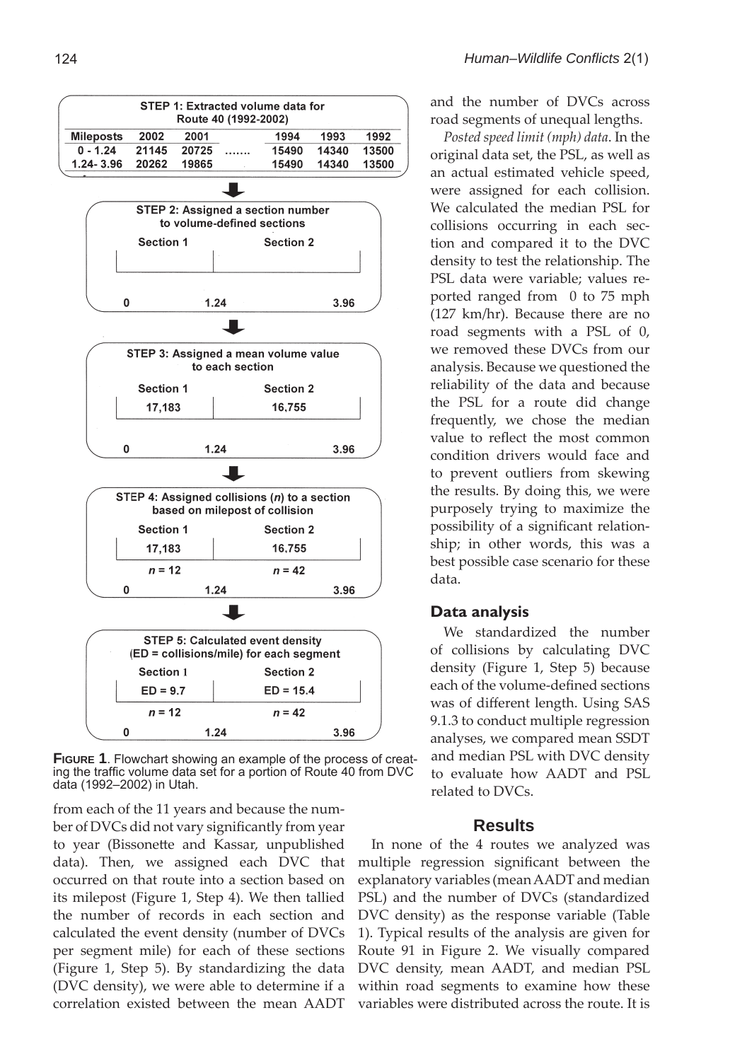**STEP 1: Extracted volume data for Route 40 (1992-2002)**

| Mileposts | 2002 | 2001 | | 1994 | 1993 | 1992 |
|---|---|---|---|---|---|---|
| 0 - 1.24 | 21145 | 20725 | ....... | 15490 | 14340 | 13500 |
| 1.24- 3.96 | 20262 | 19865 | | 15490 | 14340 | 13500 |

**STEP 2: Assigned a section number to volume-defined sections**

Section 1 | Section 2

0 — 1.24 — 3.96

**STEP 3: Assigned a mean volume value to each section**

| Section 1 | Section 2 |
|---|---|
| 17,183 | 16,755 |

0 — 1.24 — 3.96

**STEP 4: Assigned collisions (*n*) to a section based on milepost of collision**

| Section 1 | Section 2 |
|---|---|
| 17,183 | 16,755 |
| *n* = 12 | *n* = 42 |

0 — 1.24 — 3.96

**STEP 5: Calculated event density (ED = collisions/mile) for each segment**

| Section 1 | Section 2 |
|---|---|
| ED = 9.7 | ED = 15.4 |
| *n* = 12 | *n* = 42 |

0 — 1.24 — 3.96

**Figure 1**. Flowchart showing an example of the process of creating the traffic volume data set for a portion of Route 40 from DVC data (1992–2002) in Utah.

from each of the 11 years and because the number of DVCs did not vary significantly from year to year (Bissonette and Kassar, unpublished data). Then, we assigned each DVC that occurred on that route into a section based on its milepost (Figure 1, Step 4). We then tallied the number of records in each section and calculated the event density (number of DVCs per segment mile) for each of these sections (Figure 1, Step 5). By standardizing the data (DVC density), we were able to determine if a correlation existed between the mean AADT and the number of DVCs across road segments of unequal lengths.

*Posted speed limit (mph) data*. In the original data set, the PSL, as well as an actual estimated vehicle speed, were assigned for each collision. We calculated the median PSL for collisions occurring in each section and compared it to the DVC density to test the relationship. The PSL data were variable; values reported ranged from 0 to 75 mph (127 km/hr). Because there are no road segments with a PSL of 0, we removed these DVCs from our analysis. Because we questioned the reliability of the data and because the PSL for a route did change frequently, we chose the median value to reflect the most common condition drivers would face and to prevent outliers from skewing the results. By doing this, we were purposely trying to maximize the possibility of a significant relationship; in other words, this was a best possible case scenario for these data.

### Data analysis

We standardized the number of collisions by calculating DVC density (Figure 1, Step 5) because each of the volume-defined sections was of different length. Using SAS 9.1.3 to conduct multiple regression analyses, we compared mean SSDT and median PSL with DVC density to evaluate how AADT and PSL related to DVCs.

## Results

In none of the 4 routes we analyzed was multiple regression significant between the explanatory variables (mean AADT and median PSL) and the number of DVCs (standardized DVC density) as the response variable (Table 1). Typical results of the analysis are given for Route 91 in Figure 2. We visually compared DVC density, mean AADT, and median PSL within road segments to examine how these variables were distributed across the route. It is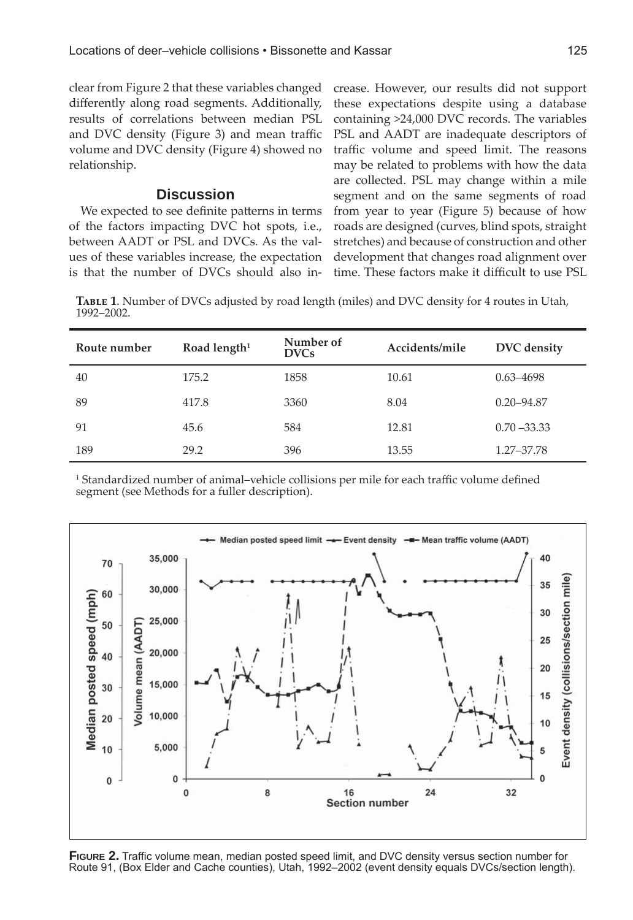clear from Figure 2 that these variables changed differently along road segments. Additionally, results of correlations between median PSL and DVC density (Figure 3) and mean traffic volume and DVC density (Figure 4) showed no relationship.

## Discussion

We expected to see definite patterns in terms of the factors impacting DVC hot spots, i.e., between AADT or PSL and DVCs. As the values of these variables increase, the expectation is that the number of DVCs should also increase. However, our results did not support these expectations despite using a database containing >24,000 DVC records. The variables PSL and AADT are inadequate descriptors of traffic volume and speed limit. The reasons may be related to problems with how the data are collected. PSL may change within a mile segment and on the same segments of road from year to year (Figure 5) because of how roads are designed (curves, blind spots, straight stretches) and because of construction and other development that changes road alignment over time. These factors make it difficult to use PSL

**Table 1**. Number of DVCs adjusted by road length (miles) and DVC density for 4 routes in Utah, 1992–2002.

| Route number | Road length[1] | Number of DVCs | Accidents/mile | DVC density |
|---|---|---|---|---|
| 40 | 175.2 | 1858 | 10.61 | 0.63–4698 |
| 89 | 417.8 | 3360 | 8.04 | 0.20–94.87 |
| 91 | 45.6 | 584 | 12.81 | 0.70 –33.33 |
| 189 | 29.2 | 396 | 13.55 | 1.27–37.78 |

[1] Standardized number of animal–vehicle collisions per mile for each traffic volume defined segment (see Methods for a fuller description).

**Figure 2.** Traffic volume mean, median posted speed limit, and DVC density versus section number for Route 91, (Box Elder and Cache counties), Utah, 1992–2002 (event density equals DVCs/section length).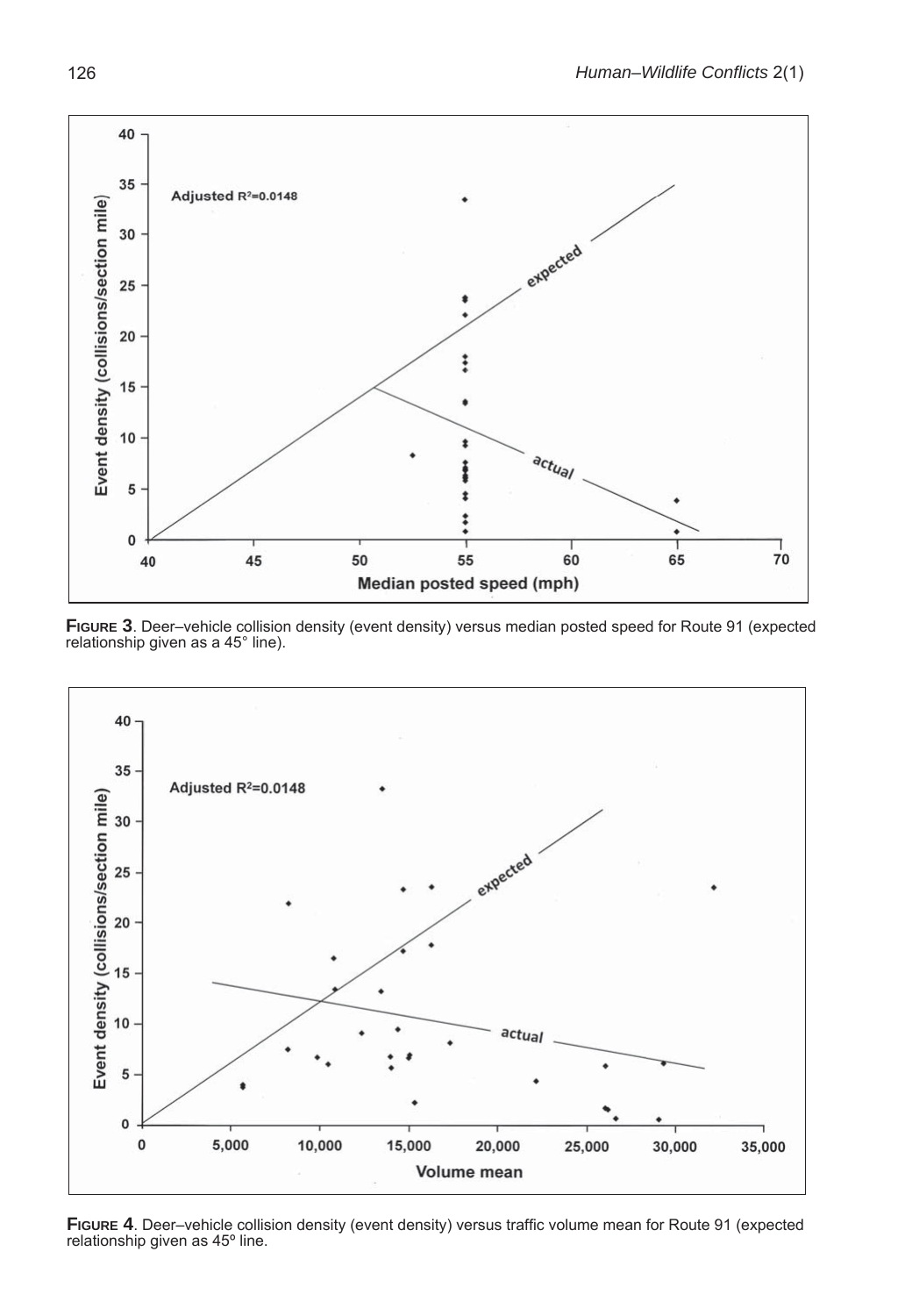**FIGURE 3**. Deer–vehicle collision density (event density) versus median posted speed for Route 91 (expected relationship given as a 45° line).

**FIGURE 4**. Deer–vehicle collision density (event density) versus traffic volume mean for Route 91 (expected relationship given as 45º line.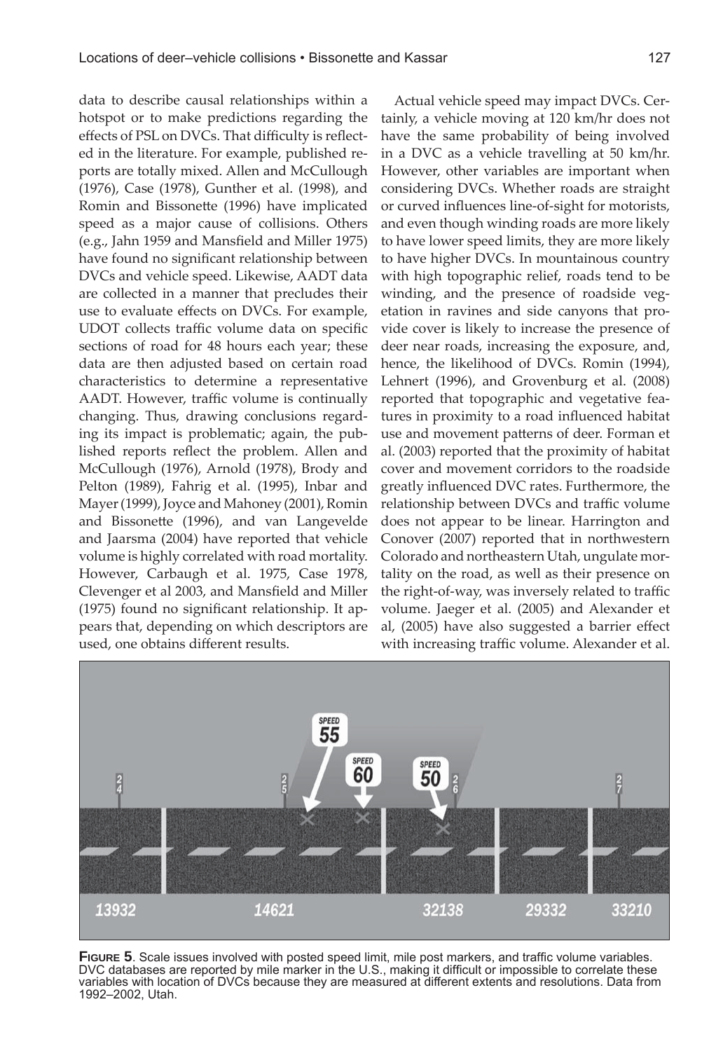data to describe causal relationships within a hotspot or to make predictions regarding the effects of PSL on DVCs. That difficulty is reflected in the literature. For example, published reports are totally mixed. Allen and McCullough (1976), Case (1978), Gunther et al. (1998), and Romin and Bissonette (1996) have implicated speed as a major cause of collisions. Others (e.g., Jahn 1959 and Mansfield and Miller 1975) have found no significant relationship between DVCs and vehicle speed. Likewise, AADT data are collected in a manner that precludes their use to evaluate effects on DVCs. For example, UDOT collects traffic volume data on specific sections of road for 48 hours each year; these data are then adjusted based on certain road characteristics to determine a representative AADT. However, traffic volume is continually changing. Thus, drawing conclusions regarding its impact is problematic; again, the published reports reflect the problem. Allen and McCullough (1976), Arnold (1978), Brody and Pelton (1989), Fahrig et al. (1995), Inbar and Mayer (1999), Joyce and Mahoney (2001), Romin and Bissonette (1996), and van Langevelde and Jaarsma (2004) have reported that vehicle volume is highly correlated with road mortality. However, Carbaugh et al. 1975, Case 1978, Clevenger et al 2003, and Mansfield and Miller (1975) found no significant relationship. It appears that, depending on which descriptors are used, one obtains different results.

Actual vehicle speed may impact DVCs. Certainly, a vehicle moving at 120 km/hr does not have the same probability of being involved in a DVC as a vehicle travelling at 50 km/hr. However, other variables are important when considering DVCs. Whether roads are straight or curved influences line-of-sight for motorists, and even though winding roads are more likely to have lower speed limits, they are more likely to have higher DVCs. In mountainous country with high topographic relief, roads tend to be winding, and the presence of roadside vegetation in ravines and side canyons that provide cover is likely to increase the presence of deer near roads, increasing the exposure, and, hence, the likelihood of DVCs. Romin (1994), Lehnert (1996), and Grovenburg et al. (2008) reported that topographic and vegetative features in proximity to a road influenced habitat use and movement patterns of deer. Forman et al. (2003) reported that the proximity of habitat cover and movement corridors to the roadside greatly influenced DVC rates. Furthermore, the relationship between DVCs and traffic volume does not appear to be linear. Harrington and Conover (2007) reported that in northwestern Colorado and northeastern Utah, ungulate mortality on the road, as well as their presence on the right-of-way, was inversely related to traffic volume. Jaeger et al. (2005) and Alexander et al, (2005) have also suggested a barrier effect with increasing traffic volume. Alexander et al.

**FIGURE 5**. Scale issues involved with posted speed limit, mile post markers, and traffic volume variables. DVC databases are reported by mile marker in the U.S., making it difficult or impossible to correlate these variables with location of DVCs because they are measured at different extents and resolutions. Data from 1992–2002, Utah.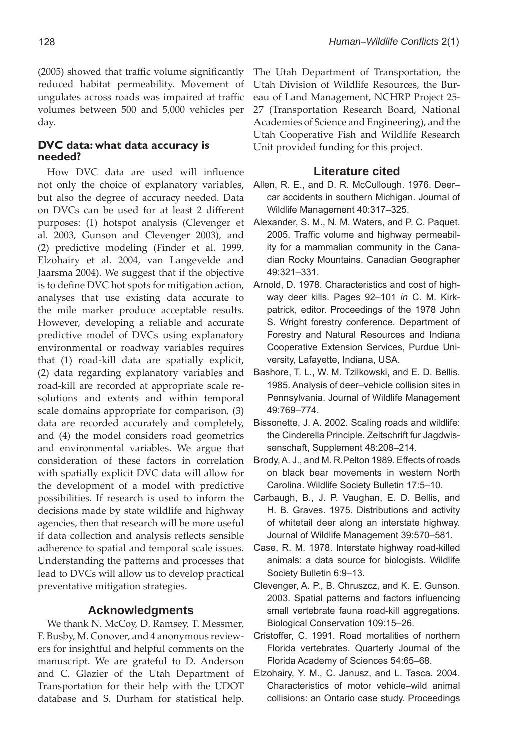(2005) showed that traffic volume significantly reduced habitat permeability. Movement of ungulates across roads was impaired at traffic volumes between 500 and 5,000 vehicles per day.

### DVC data: what data accuracy is needed?

How DVC data are used will influence not only the choice of explanatory variables, but also the degree of accuracy needed. Data on DVCs can be used for at least 2 different purposes: (1) hotspot analysis (Clevenger et al. 2003, Gunson and Clevenger 2003), and (2) predictive modeling (Finder et al. 1999, Elzohairy et al. 2004, van Langevelde and Jaarsma 2004). We suggest that if the objective is to define DVC hot spots for mitigation action, analyses that use existing data accurate to the mile marker produce acceptable results. However, developing a reliable and accurate predictive model of DVCs using explanatory environmental or roadway variables requires that (1) road-kill data are spatially explicit, (2) data regarding explanatory variables and road-kill are recorded at appropriate scale resolutions and extents and within temporal scale domains appropriate for comparison, (3) data are recorded accurately and completely, and (4) the model considers road geometrics and environmental variables. We argue that consideration of these factors in correlation with spatially explicit DVC data will allow for the development of a model with predictive possibilities. If research is used to inform the decisions made by state wildlife and highway agencies, then that research will be more useful if data collection and analysis reflects sensible adherence to spatial and temporal scale issues. Understanding the patterns and processes that lead to DVCs will allow us to develop practical preventative mitigation strategies.

## Acknowledgments

We thank N. McCoy, D. Ramsey, T. Messmer, F. Busby, M. Conover, and 4 anonymous reviewers for insightful and helpful comments on the manuscript. We are grateful to D. Anderson and C. Glazier of the Utah Department of Transportation for their help with the UDOT database and S. Durham for statistical help. The Utah Department of Transportation, the Utah Division of Wildlife Resources, the Bureau of Land Management, NCHRP Project 25-27 (Transportation Research Board, National Academies of Science and Engineering), and the Utah Cooperative Fish and Wildlife Research Unit provided funding for this project.

## Literature cited

Allen, R. E., and D. R. McCullough. 1976. Deer–car accidents in southern Michigan. Journal of Wildlife Management 40:317–325.

Alexander, S. M., N. M. Waters, and P. C. Paquet. 2005. Traffic volume and highway permeability for a mammalian community in the Canadian Rocky Mountains. Canadian Geographer 49:321–331.

Arnold, D. 1978. Characteristics and cost of highway deer kills. Pages 92–101 *in* C. M. Kirkpatrick, editor. Proceedings of the 1978 John S. Wright forestry conference. Department of Forestry and Natural Resources and Indiana Cooperative Extension Services, Purdue University, Lafayette, Indiana, USA.

Bashore, T. L., W. M. Tzilkowski, and E. D. Bellis. 1985. Analysis of deer–vehicle collision sites in Pennsylvania. Journal of Wildlife Management 49:769–774.

Bissonette, J. A. 2002. Scaling roads and wildlife: the Cinderella Principle. Zeitschrift fur Jagdwissenschaft, Supplement 48:208–214.

Brody, A. J., and M. R.Pelton 1989. Effects of roads on black bear movements in western North Carolina. Wildlife Society Bulletin 17:5–10.

Carbaugh, B., J. P. Vaughan, E. D. Bellis, and H. B. Graves. 1975. Distributions and activity of whitetail deer along an interstate highway. Journal of Wildlife Management 39:570–581.

Case, R. M. 1978. Interstate highway road-killed animals: a data source for biologists. Wildlife Society Bulletin 6:9–13.

Clevenger, A. P., B. Chruszcz, and K. E. Gunson. 2003. Spatial patterns and factors influencing small vertebrate fauna road-kill aggregations. Biological Conservation 109:15–26.

Cristoffer, C. 1991. Road mortalities of northern Florida vertebrates. Quarterly Journal of the Florida Academy of Sciences 54:65–68.

Elzohairy, Y. M., C. Janusz, and L. Tasca. 2004. Characteristics of motor vehicle–wild animal collisions: an Ontario case study. Proceedings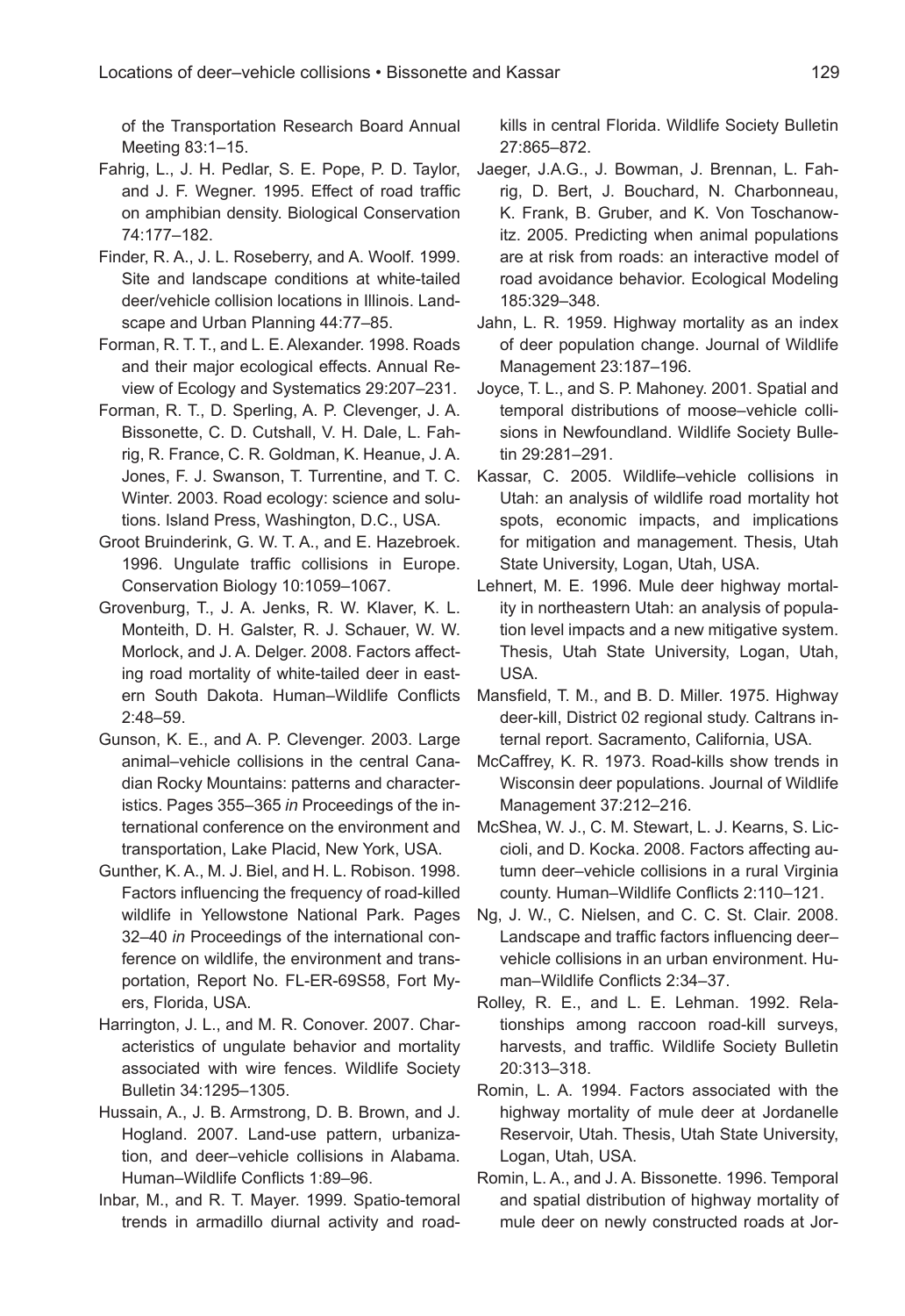of the Transportation Research Board Annual Meeting 83:1–15.

Fahrig, L., J. H. Pedlar, S. E. Pope, P. D. Taylor, and J. F. Wegner. 1995. Effect of road traffic on amphibian density. Biological Conservation 74:177–182.

Finder, R. A., J. L. Roseberry, and A. Woolf. 1999. Site and landscape conditions at white-tailed deer/vehicle collision locations in Illinois. Landscape and Urban Planning 44:77–85.

Forman, R. T. T., and L. E. Alexander. 1998. Roads and their major ecological effects. Annual Review of Ecology and Systematics 29:207–231.

Forman, R. T., D. Sperling, A. P. Clevenger, J. A. Bissonette, C. D. Cutshall, V. H. Dale, L. Fahrig, R. France, C. R. Goldman, K. Heanue, J. A. Jones, F. J. Swanson, T. Turrentine, and T. C. Winter. 2003. Road ecology: science and solutions. Island Press, Washington, D.C., USA.

Groot Bruinderink, G. W. T. A., and E. Hazebroek. 1996. Ungulate traffic collisions in Europe. Conservation Biology 10:1059–1067.

Grovenburg, T., J. A. Jenks, R. W. Klaver, K. L. Monteith, D. H. Galster, R. J. Schauer, W. W. Morlock, and J. A. Delger. 2008. Factors affecting road mortality of white-tailed deer in eastern South Dakota. Human–Wildlife Conflicts 2:48–59.

Gunson, K. E., and A. P. Clevenger. 2003. Large animal–vehicle collisions in the central Canadian Rocky Mountains: patterns and characteristics. Pages 355–365 *in* Proceedings of the international conference on the environment and transportation, Lake Placid, New York, USA.

Gunther, K. A., M. J. Biel, and H. L. Robison. 1998. Factors influencing the frequency of road-killed wildlife in Yellowstone National Park. Pages 32–40 *in* Proceedings of the international conference on wildlife, the environment and transportation, Report No. FL-ER-69S58, Fort Myers, Florida, USA.

Harrington, J. L., and M. R. Conover. 2007. Characteristics of ungulate behavior and mortality associated with wire fences. Wildlife Society Bulletin 34:1295–1305.

Hussain, A., J. B. Armstrong, D. B. Brown, and J. Hogland. 2007. Land-use pattern, urbanization, and deer–vehicle collisions in Alabama. Human–Wildlife Conflicts 1:89–96.

Inbar, M., and R. T. Mayer. 1999. Spatio-temoral trends in armadillo diurnal activity and road-kills in central Florida. Wildlife Society Bulletin 27:865–872.

Jaeger, J.A.G., J. Bowman, J. Brennan, L. Fahrig, D. Bert, J. Bouchard, N. Charbonneau, K. Frank, B. Gruber, and K. Von Toschanowitz. 2005. Predicting when animal populations are at risk from roads: an interactive model of road avoidance behavior. Ecological Modeling 185:329–348.

Jahn, L. R. 1959. Highway mortality as an index of deer population change. Journal of Wildlife Management 23:187–196.

Joyce, T. L., and S. P. Mahoney. 2001. Spatial and temporal distributions of moose–vehicle collisions in Newfoundland. Wildlife Society Bulletin 29:281–291.

Kassar, C. 2005. Wildlife–vehicle collisions in Utah: an analysis of wildlife road mortality hot spots, economic impacts, and implications for mitigation and management. Thesis, Utah State University, Logan, Utah, USA.

Lehnert, M. E. 1996. Mule deer highway mortality in northeastern Utah: an analysis of population level impacts and a new mitigative system. Thesis, Utah State University, Logan, Utah, USA.

Mansfield, T. M., and B. D. Miller. 1975. Highway deer-kill, District 02 regional study. Caltrans internal report. Sacramento, California, USA.

McCaffrey, K. R. 1973. Road-kills show trends in Wisconsin deer populations. Journal of Wildlife Management 37:212–216.

McShea, W. J., C. M. Stewart, L. J. Kearns, S. Liccioli, and D. Kocka. 2008. Factors affecting autumn deer–vehicle collisions in a rural Virginia county. Human–Wildlife Conflicts 2:110–121.

Ng, J. W., C. Nielsen, and C. C. St. Clair. 2008. Landscape and traffic factors influencing deer–vehicle collisions in an urban environment. Human–Wildlife Conflicts 2:34–37.

Rolley, R. E., and L. E. Lehman. 1992. Relationships among raccoon road-kill surveys, harvests, and traffic. Wildlife Society Bulletin 20:313–318.

Romin, L. A. 1994. Factors associated with the highway mortality of mule deer at Jordanelle Reservoir, Utah. Thesis, Utah State University, Logan, Utah, USA.

Romin, L. A., and J. A. Bissonette. 1996. Temporal and spatial distribution of highway mortality of mule deer on newly constructed roads at Jor-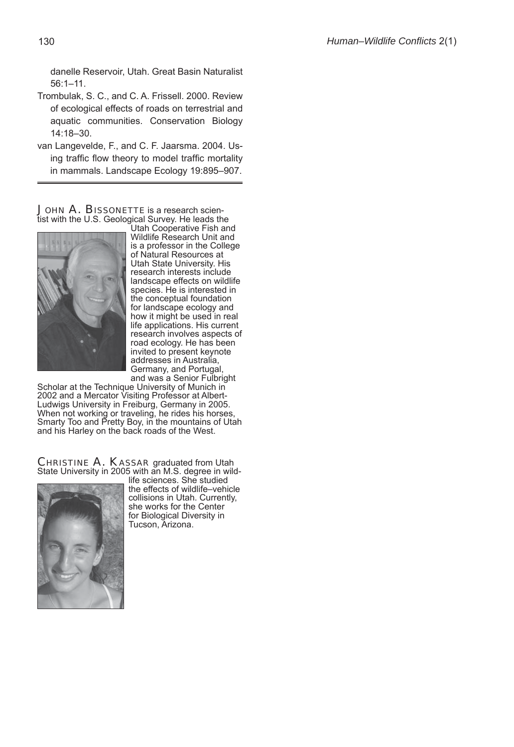danelle Reservoir, Utah. Great Basin Naturalist 56:1–11.

Trombulak, S. C., and C. A. Frissell. 2000. Review of ecological effects of roads on terrestrial and aquatic communities. Conservation Biology 14:18–30.

van Langevelde, F., and C. F. Jaarsma. 2004. Using traffic flow theory to model traffic mortality in mammals. Landscape Ecology 19:895–907.

---

**JOHN A. BISSONETTE** is a research scientist with the U.S. Geological Survey. He leads the Utah Cooperative Fish and Wildlife Research Unit and is a professor in the College of Natural Resources at Utah State University. His research interests include landscape effects on wildlife species. He is interested in the conceptual foundation for landscape ecology and how it might be used in real life applications. His current research involves aspects of road ecology. He has been invited to present keynote addresses in Australia, Germany, and Portugal, and was a Senior Fulbright Scholar at the Technique University of Munich in 2002 and a Mercator Visiting Professor at Albert-Ludwigs University in Freiburg, Germany in 2005. When not working or traveling, he rides his horses, Smarty Too and Pretty Boy, in the mountains of Utah and his Harley on the back roads of the West.

**CHRISTINE A. KASSAR** graduated from Utah State University in 2005 with an M.S. degree in wildlife sciences. She studied the effects of wildlife–vehicle collisions in Utah. Currently, she works for the Center for Biological Diversity in Tucson, Arizona.